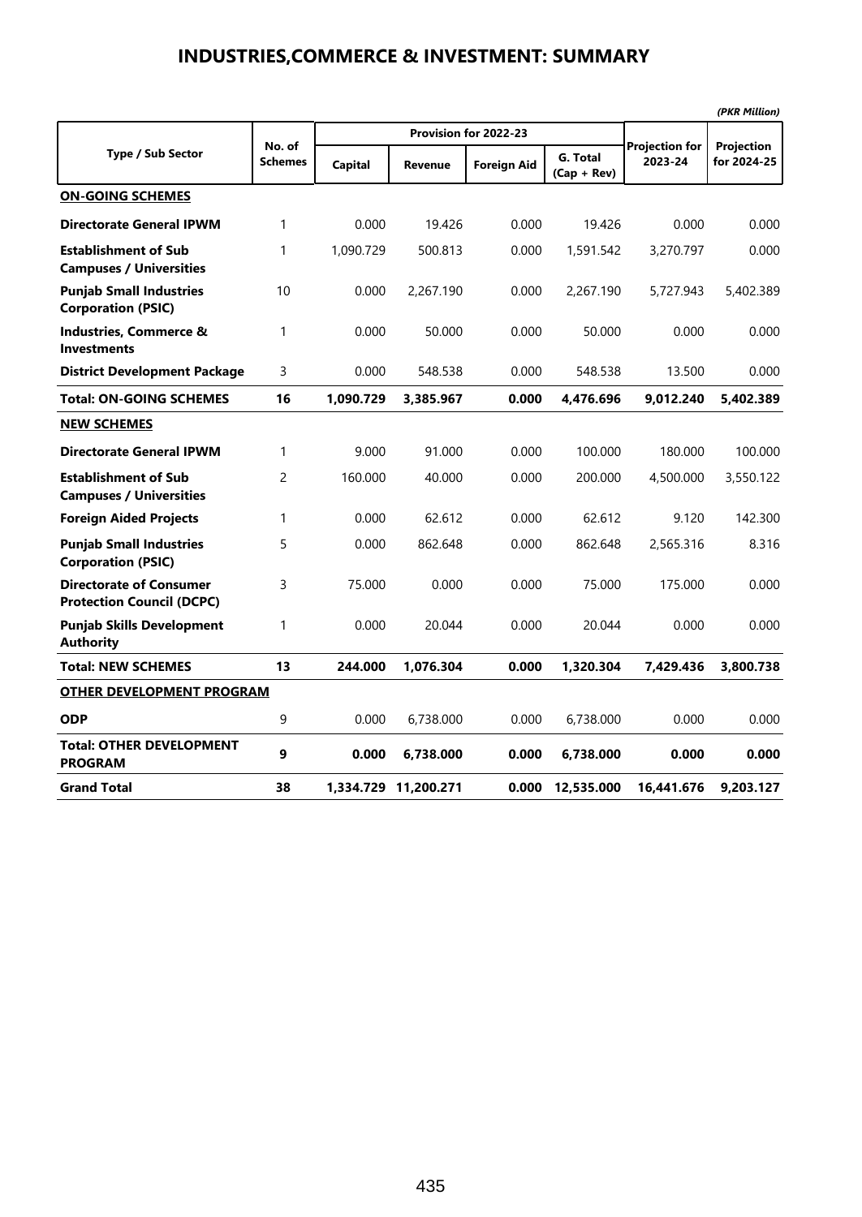# INDUSTRIES,COMMERCE & INVESTMENT: SUMMARY

*(PKR Million)*

| Type / Sub Sector | No. of Schemes | Provision for 2022-23 | | | | Projection for 2023-24 | Projection for 2024-25 |
|---|---|---|---|---|---|---|---|
| | | Capital | Revenue | Foreign Aid | G. Total (Cap + Rev) | | |
| **ON-GOING SCHEMES** | | | | | | | |
| **Directorate General IPWM** | 1 | 0.000 | 19.426 | 0.000 | 19.426 | 0.000 | 0.000 |
| **Establishment of Sub Campuses / Universities** | 1 | 1,090.729 | 500.813 | 0.000 | 1,591.542 | 3,270.797 | 0.000 |
| **Punjab Small Industries Corporation (PSIC)** | 10 | 0.000 | 2,267.190 | 0.000 | 2,267.190 | 5,727.943 | 5,402.389 |
| **Industries, Commerce & Investments** | 1 | 0.000 | 50.000 | 0.000 | 50.000 | 0.000 | 0.000 |
| **District Development Package** | 3 | 0.000 | 548.538 | 0.000 | 548.538 | 13.500 | 0.000 |
| **Total: ON-GOING SCHEMES** | **16** | **1,090.729** | **3,385.967** | **0.000** | **4,476.696** | **9,012.240** | **5,402.389** |
| **NEW SCHEMES** | | | | | | | |
| **Directorate General IPWM** | 1 | 9.000 | 91.000 | 0.000 | 100.000 | 180.000 | 100.000 |
| **Establishment of Sub Campuses / Universities** | 2 | 160.000 | 40.000 | 0.000 | 200.000 | 4,500.000 | 3,550.122 |
| **Foreign Aided Projects** | 1 | 0.000 | 62.612 | 0.000 | 62.612 | 9.120 | 142.300 |
| **Punjab Small Industries Corporation (PSIC)** | 5 | 0.000 | 862.648 | 0.000 | 862.648 | 2,565.316 | 8.316 |
| **Directorate of Consumer Protection Council (DCPC)** | 3 | 75.000 | 0.000 | 0.000 | 75.000 | 175.000 | 0.000 |
| **Punjab Skills Development Authority** | 1 | 0.000 | 20.044 | 0.000 | 20.044 | 0.000 | 0.000 |
| **Total: NEW SCHEMES** | **13** | **244.000** | **1,076.304** | **0.000** | **1,320.304** | **7,429.436** | **3,800.738** |
| **OTHER DEVELOPMENT PROGRAM** | | | | | | | |
| **ODP** | 9 | 0.000 | 6,738.000 | 0.000 | 6,738.000 | 0.000 | 0.000 |
| **Total: OTHER DEVELOPMENT PROGRAM** | **9** | **0.000** | **6,738.000** | **0.000** | **6,738.000** | **0.000** | **0.000** |
| **Grand Total** | **38** | **1,334.729** | **11,200.271** | **0.000** | **12,535.000** | **16,441.676** | **9,203.127** |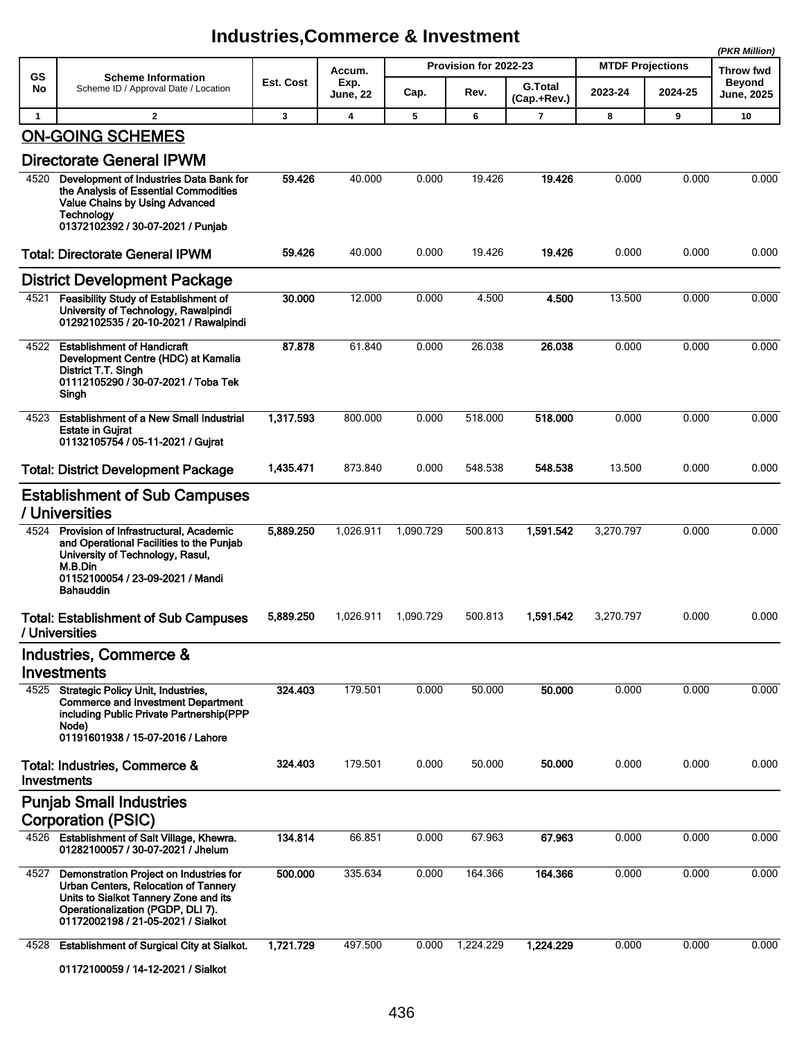# Industries,Commerce & Investment

*(PKR Million)*

| GS No | Scheme Information<br>Scheme ID / Approval Date / Location | Est. Cost | Accum. Exp. June, 22 | Provision for 2022-23 | | | MTDF Projections | | Throw fwd Beyond June, 2025 |
|---|---|---|---|---|---|---|---|---|---|
| | | | | Cap. | Rev. | G.Total (Cap.+Rev.) | 2023-24 | 2024-25 | |
| 1 | 2 | 3 | 4 | 5 | 6 | 7 | 8 | 9 | 10 |
| | **ON-GOING SCHEMES** | | | | | | | | |
| | **Directorate General IPWM** | | | | | | | | |
| 4520 | **Development of Industries Data Bank for the Analysis of Essential Commodities Value Chains by Using Advanced Technology**<br>**01372102392 / 30-07-2021 / Punjab** | **59.426** | 40.000 | 0.000 | 19.426 | **19.426** | 0.000 | 0.000 | 0.000 |
| | **Total: Directorate General IPWM** | **59.426** | 40.000 | 0.000 | 19.426 | **19.426** | 0.000 | 0.000 | 0.000 |
| | **District Development Package** | | | | | | | | |
| 4521 | **Feasibility Study of Establishment of University of Technology, Rawalpindi**<br>**01292102535 / 20-10-2021 / Rawalpindi** | **30.000** | 12.000 | 0.000 | 4.500 | **4.500** | 13.500 | 0.000 | 0.000 |
| 4522 | **Establishment of Handicraft Development Centre (HDC) at Kamalia District T.T. Singh**<br>**01112105290 / 30-07-2021 / Toba Tek Singh** | **87.878** | 61.840 | 0.000 | 26.038 | **26.038** | 0.000 | 0.000 | 0.000 |
| 4523 | **Establishment of a New Small Industrial Estate in Gujrat**<br>**01132105754 / 05-11-2021 / Gujrat** | **1,317.593** | 800.000 | 0.000 | 518.000 | **518.000** | 0.000 | 0.000 | 0.000 |
| | **Total: District Development Package** | **1,435.471** | 873.840 | 0.000 | 548.538 | **548.538** | 13.500 | 0.000 | 0.000 |
| | **Establishment of Sub Campuses / Universities** | | | | | | | | |
| 4524 | **Provision of Infrastructural, Academic and Operational Facilities to the Punjab University of Technology, Rasul, M.B.Din**<br>**01152100054 / 23-09-2021 / Mandi Bahauddin** | **5,889.250** | 1,026.911 | 1,090.729 | 500.813 | **1,591.542** | 3,270.797 | 0.000 | 0.000 |
| | **Total: Establishment of Sub Campuses / Universities** | **5,889.250** | 1,026.911 | 1,090.729 | 500.813 | **1,591.542** | 3,270.797 | 0.000 | 0.000 |
| | **Industries, Commerce & Investments** | | | | | | | | |
| 4525 | **Strategic Policy Unit, Industries, Commerce and Investment Department including Public Private Partnership(PPP Node)**<br>**01191601938 / 15-07-2016 / Lahore** | **324.403** | 179.501 | 0.000 | 50.000 | **50.000** | 0.000 | 0.000 | 0.000 |
| | **Total: Industries, Commerce & Investments** | **324.403** | 179.501 | 0.000 | 50.000 | **50.000** | 0.000 | 0.000 | 0.000 |
| | **Punjab Small Industries Corporation (PSIC)** | | | | | | | | |
| 4526 | **Establishment of Salt Village, Khewra.**<br>**01282100057 / 30-07-2021 / Jhelum** | **134.814** | 66.851 | 0.000 | 67.963 | **67.963** | 0.000 | 0.000 | 0.000 |
| 4527 | **Demonstration Project on Industries for Urban Centers, Relocation of Tannery Units to Sialkot Tannery Zone and its Operationalization (PGDP, DLI 7).**<br>**01172002198 / 21-05-2021 / Sialkot** | **500.000** | 335.634 | 0.000 | 164.366 | **164.366** | 0.000 | 0.000 | 0.000 |
| 4528 | **Establishment of Surgical City at Sialkot.**<br>**01172100059 / 14-12-2021 / Sialkot** | **1,721.729** | 497.500 | 0.000 | 1,224.229 | **1,224.229** | 0.000 | 0.000 | 0.000 |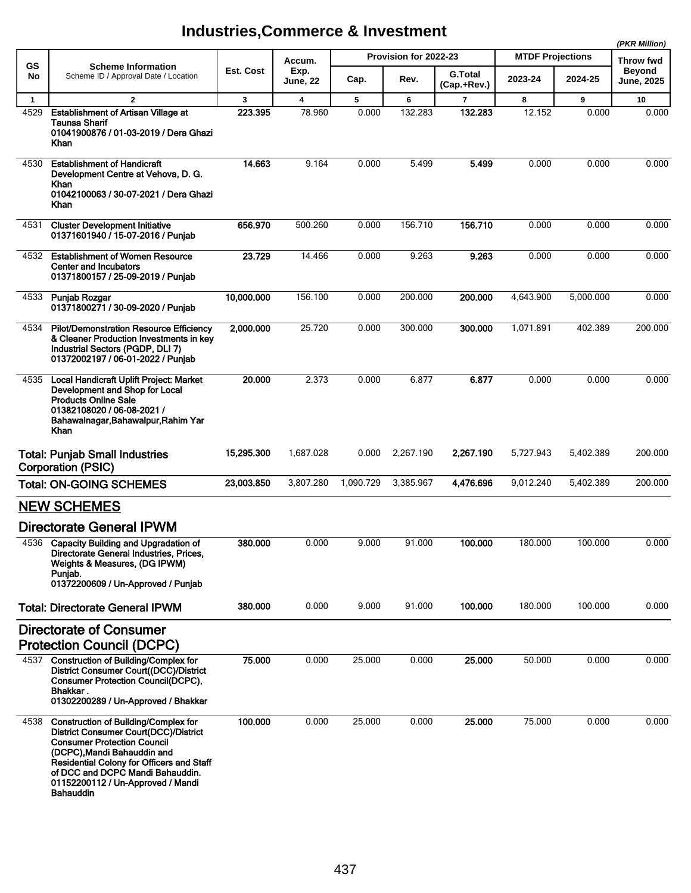# Industries,Commerce & Investment

*(PKR Million)*

| GS No | Scheme Information<br>Scheme ID / Approval Date / Location | Est. Cost | Accum. Exp. June, 22 | Provision for 2022-23 | | | MTDF Projections | | Throw fwd Beyond June, 2025 |
|---|---|---|---|---|---|---|---|---|---|
| | | | | Cap. | Rev. | G.Total (Cap.+Rev.) | 2023-24 | 2024-25 | |
| 1 | 2 | 3 | 4 | 5 | 6 | 7 | 8 | 9 | 10 |
| 4529 | **Establishment of Artisan Village at Taunsa Sharif**<br>**01041900876 / 01-03-2019 / Dera Ghazi Khan** | **223.395** | 78.960 | 0.000 | 132.283 | **132.283** | 12.152 | 0.000 | 0.000 |
| 4530 | **Establishment of Handicraft Development Centre at Vehova, D. G. Khan**<br>**01042100063 / 30-07-2021 / Dera Ghazi Khan** | **14.663** | 9.164 | 0.000 | 5.499 | **5.499** | 0.000 | 0.000 | 0.000 |
| 4531 | **Cluster Development Initiative**<br>**01371601940 / 15-07-2016 / Punjab** | **656.970** | 500.260 | 0.000 | 156.710 | **156.710** | 0.000 | 0.000 | 0.000 |
| 4532 | **Establishment of Women Resource Center and Incubators**<br>**01371800157 / 25-09-2019 / Punjab** | **23.729** | 14.466 | 0.000 | 9.263 | **9.263** | 0.000 | 0.000 | 0.000 |
| 4533 | **Punjab Rozgar**<br>**01371800271 / 30-09-2020 / Punjab** | **10,000.000** | 156.100 | 0.000 | 200.000 | **200.000** | 4,643.900 | 5,000.000 | 0.000 |
| 4534 | **Pilot/Demonstration Resource Efficiency & Cleaner Production Investments in key Industrial Sectors (PGDP, DLI 7)**<br>**01372002197 / 06-01-2022 / Punjab** | **2,000.000** | 25.720 | 0.000 | 300.000 | **300.000** | 1,071.891 | 402.389 | 200.000 |
| 4535 | **Local Handicraft Uplift Project: Market Development and Shop for Local Products Online Sale**<br>**01382108020 / 06-08-2021 / Bahawalnagar,Bahawalpur,Rahim Yar Khan** | **20.000** | 2.373 | 0.000 | 6.877 | **6.877** | 0.000 | 0.000 | 0.000 |
| | **Total: Punjab Small Industries Corporation (PSIC)** | **15,295.300** | 1,687.028 | 0.000 | 2,267.190 | **2,267.190** | 5,727.943 | 5,402.389 | 200.000 |
| | **Total: ON-GOING SCHEMES** | **23,003.850** | 3,807.280 | 1,090.729 | 3,385.967 | **4,476.696** | 9,012.240 | 5,402.389 | 200.000 |
| | **NEW SCHEMES** | | | | | | | | |
| | **Directorate General IPWM** | | | | | | | | |
| 4536 | **Capacity Building and Upgradation of Directorate General Industries, Prices, Weights & Measures, (DG IPWM) Punjab.**<br>**01372200609 / Un-Approved / Punjab** | **380.000** | 0.000 | 9.000 | 91.000 | **100.000** | 180.000 | 100.000 | 0.000 |
| | **Total: Directorate General IPWM** | **380.000** | 0.000 | 9.000 | 91.000 | **100.000** | 180.000 | 100.000 | 0.000 |
| | **Directorate of Consumer Protection Council (DCPC)** | | | | | | | | |
| 4537 | **Construction of Building/Complex for District Consumer Court((DCC)/District Consumer Protection Council(DCPC), Bhakkar .**<br>**01302200289 / Un-Approved / Bhakkar** | **75.000** | 0.000 | 25.000 | 0.000 | **25.000** | 50.000 | 0.000 | 0.000 |
| 4538 | **Construction of Building/Complex for District Consumer Court(DCC)/District Consumer Protection Council (DCPC),Mandi Bahauddin and Residential Colony for Officers and Staff of DCC and DCPC Mandi Bahauddin.**<br>**01152200112 / Un-Approved / Mandi Bahauddin** | **100.000** | 0.000 | 25.000 | 0.000 | **25.000** | 75.000 | 0.000 | 0.000 |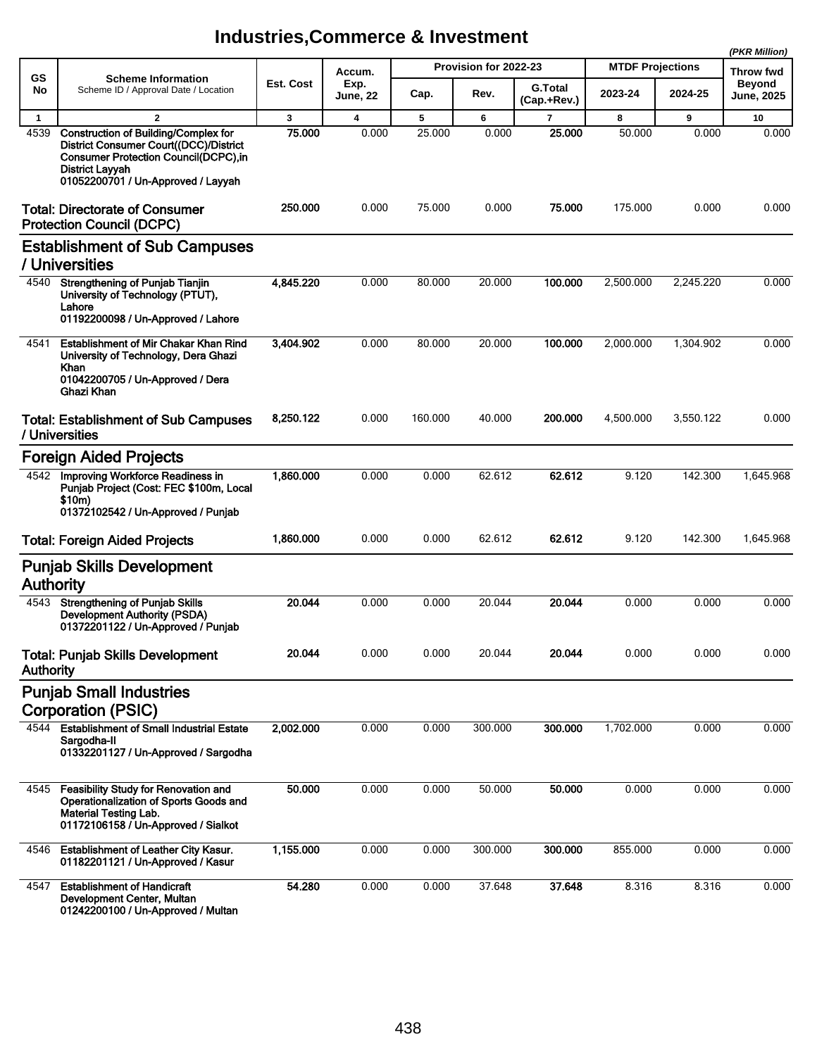# Industries,Commerce & Investment

*(PKR Million)*

| GS No | Scheme Information<br>Scheme ID / Approval Date / Location | Est. Cost | Accum. Exp. June, 22 | Provision for 2022-23 | | | MTDF Projections | | Throw fwd Beyond June, 2025 |
|---|---|---|---|---|---|---|---|---|---|
| | | | | Cap. | Rev. | G.Total (Cap.+Rev.) | 2023-24 | 2024-25 | |
| 1 | 2 | 3 | 4 | 5 | 6 | 7 | 8 | 9 | 10 |
| 4539 | **Construction of Building/Complex for District Consumer Court((DCC)/District Consumer Protection Council(DCPC),in District Layyah**<br>**01052200701 / Un-Approved / Layyah** | **75.000** | 0.000 | 25.000 | 0.000 | **25.000** | 50.000 | 0.000 | 0.000 |
| | **Total: Directorate of Consumer Protection Council (DCPC)** | **250.000** | 0.000 | 75.000 | 0.000 | **75.000** | 175.000 | 0.000 | 0.000 |
| | **Establishment of Sub Campuses / Universities** | | | | | | | | |
| 4540 | **Strengthening of Punjab Tianjin University of Technology (PTUT), Lahore**<br>**01192200098 / Un-Approved / Lahore** | **4,845.220** | 0.000 | 80.000 | 20.000 | **100.000** | 2,500.000 | 2,245.220 | 0.000 |
| 4541 | **Establishment of Mir Chakar Khan Rind University of Technology, Dera Ghazi Khan**<br>**01042200705 / Un-Approved / Dera Ghazi Khan** | **3,404.902** | 0.000 | 80.000 | 20.000 | **100.000** | 2,000.000 | 1,304.902 | 0.000 |
| | **Total: Establishment of Sub Campuses / Universities** | **8,250.122** | 0.000 | 160.000 | 40.000 | **200.000** | 4,500.000 | 3,550.122 | 0.000 |
| | **Foreign Aided Projects** | | | | | | | | |
| 4542 | **Improving Workforce Readiness in Punjab Project (Cost: FEC $100m, Local $10m)**<br>**01372102542 / Un-Approved / Punjab** | **1,860.000** | 0.000 | 0.000 | 62.612 | **62.612** | 9.120 | 142.300 | 1,645.968 |
| | **Total: Foreign Aided Projects** | **1,860.000** | 0.000 | 0.000 | 62.612 | **62.612** | 9.120 | 142.300 | 1,645.968 |
| | **Punjab Skills Development Authority** | | | | | | | | |
| 4543 | **Strengthening of Punjab Skills Development Authority (PSDA)**<br>**01372201122 / Un-Approved / Punjab** | **20.044** | 0.000 | 0.000 | 20.044 | **20.044** | 0.000 | 0.000 | 0.000 |
| | **Total: Punjab Skills Development Authority** | **20.044** | 0.000 | 0.000 | 20.044 | **20.044** | 0.000 | 0.000 | 0.000 |
| | **Punjab Small Industries Corporation (PSIC)** | | | | | | | | |
| 4544 | **Establishment of Small Industrial Estate Sargodha-II**<br>**01332201127 / Un-Approved / Sargodha** | **2,002.000** | 0.000 | 0.000 | 300.000 | **300.000** | 1,702.000 | 0.000 | 0.000 |
| 4545 | **Feasibility Study for Renovation and Operationalization of Sports Goods and Material Testing Lab.**<br>**01172106158 / Un-Approved / Sialkot** | **50.000** | 0.000 | 0.000 | 50.000 | **50.000** | 0.000 | 0.000 | 0.000 |
| 4546 | **Establishment of Leather City Kasur.**<br>**01182201121 / Un-Approved / Kasur** | **1,155.000** | 0.000 | 0.000 | 300.000 | **300.000** | 855.000 | 0.000 | 0.000 |
| 4547 | **Establishment of Handicraft Development Center, Multan**<br>**01242200100 / Un-Approved / Multan** | **54.280** | 0.000 | 0.000 | 37.648 | **37.648** | 8.316 | 8.316 | 0.000 |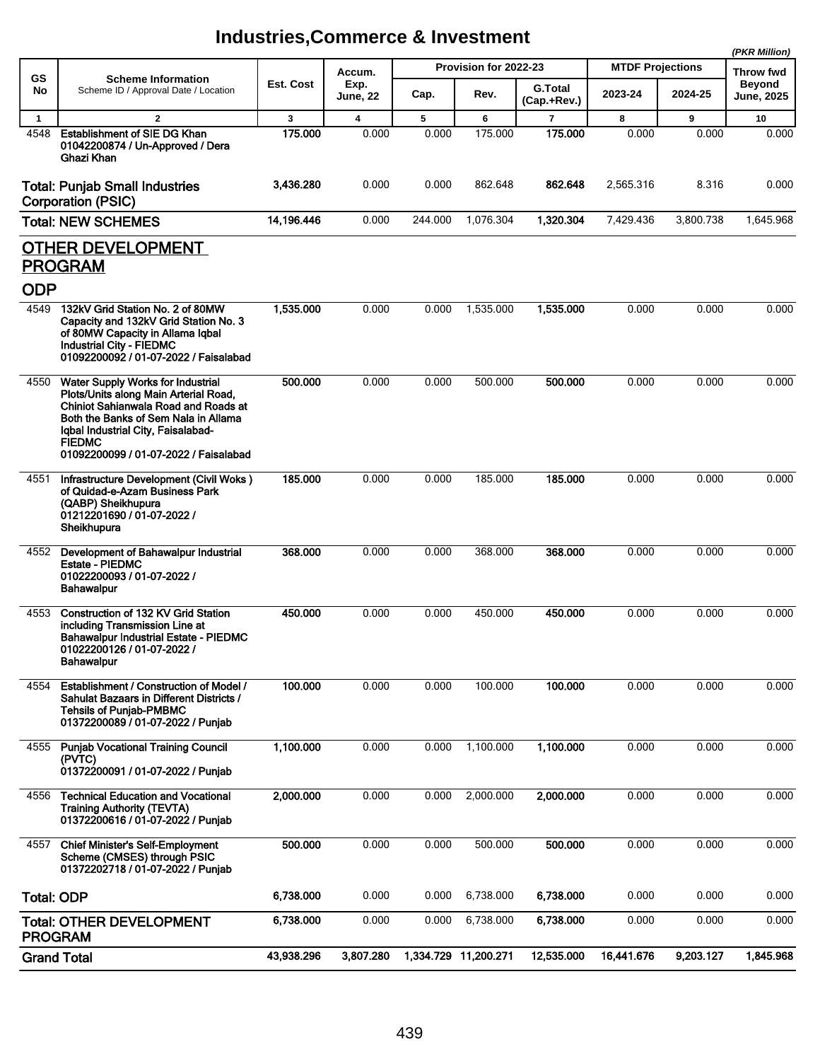# Industries,Commerce & Investment

*(PKR Million)*

| GS No | Scheme Information<br>Scheme ID / Approval Date / Location | Est. Cost | Accum. Exp. June, 22 | Provision for 2022-23 | | | MTDF Projections | | Throw fwd Beyond June, 2025 |
|---|---|---|---|---|---|---|---|---|---|
| | | | | Cap. | Rev. | G.Total (Cap.+Rev.) | 2023-24 | 2024-25 | |
| 1 | 2 | 3 | 4 | 5 | 6 | 7 | 8 | 9 | 10 |
| 4548 | **Establishment of SIE DG Khan**<br>**01042200874 / Un-Approved / Dera Ghazi Khan** | **175.000** | 0.000 | 0.000 | 175.000 | **175.000** | 0.000 | 0.000 | 0.000 |
| **Total: Punjab Small Industries Corporation (PSIC)** | | **3,436.280** | 0.000 | 0.000 | 862.648 | **862.648** | 2,565.316 | 8.316 | 0.000 |
| **Total: NEW SCHEMES** | | **14,196.446** | 0.000 | 244.000 | 1,076.304 | **1,320.304** | 7,429.436 | 3,800.738 | 1,645.968 |
| **<u>OTHER DEVELOPMENT PROGRAM</u>** | | | | | | | | | |
| **ODP** | | | | | | | | | |
| 4549 | **132kV Grid Station No. 2 of 80MW Capacity and 132kV Grid Station No. 3 of 80MW Capacity in Allama Iqbal Industrial City - FIEDMC**<br>**01092200092 / 01-07-2022 / Faisalabad** | **1,535.000** | 0.000 | 0.000 | 1,535.000 | **1,535.000** | 0.000 | 0.000 | 0.000 |
| 4550 | **Water Supply Works for Industrial Plots/Units along Main Arterial Road, Chiniot Sahianwala Road and Roads at Both the Banks of Sem Nala in Allama Iqbal Industrial City, Faisalabad-FIEDMC**<br>**01092200099 / 01-07-2022 / Faisalabad** | **500.000** | 0.000 | 0.000 | 500.000 | **500.000** | 0.000 | 0.000 | 0.000 |
| 4551 | **Infrastructure Development (Civil Woks ) of Quidad-e-Azam Business Park (QABP) Sheikhupura**<br>**01212201690 / 01-07-2022 / Sheikhupura** | **185.000** | 0.000 | 0.000 | 185.000 | **185.000** | 0.000 | 0.000 | 0.000 |
| 4552 | **Development of Bahawalpur Industrial Estate - PIEDMC**<br>**01022200093 / 01-07-2022 / Bahawalpur** | **368.000** | 0.000 | 0.000 | 368.000 | **368.000** | 0.000 | 0.000 | 0.000 |
| 4553 | **Construction of 132 KV Grid Station including Transmission Line at Bahawalpur Industrial Estate - PIEDMC**<br>**01022200126 / 01-07-2022 / Bahawalpur** | **450.000** | 0.000 | 0.000 | 450.000 | **450.000** | 0.000 | 0.000 | 0.000 |
| 4554 | **Establishment / Construction of Model / Sahulat Bazaars in Different Districts / Tehsils of Punjab-PMBMC**<br>**01372200089 / 01-07-2022 / Punjab** | **100.000** | 0.000 | 0.000 | 100.000 | **100.000** | 0.000 | 0.000 | 0.000 |
| 4555 | **Punjab Vocational Training Council (PVTC)**<br>**01372200091 / 01-07-2022 / Punjab** | **1,100.000** | 0.000 | 0.000 | 1,100.000 | **1,100.000** | 0.000 | 0.000 | 0.000 |
| 4556 | **Technical Education and Vocational Training Authority (TEVTA)**<br>**01372200616 / 01-07-2022 / Punjab** | **2,000.000** | 0.000 | 0.000 | 2,000.000 | **2,000.000** | 0.000 | 0.000 | 0.000 |
| 4557 | **Chief Minister's Self-Employment Scheme (CMSES) through PSIC**<br>**01372202718 / 01-07-2022 / Punjab** | **500.000** | 0.000 | 0.000 | 500.000 | **500.000** | 0.000 | 0.000 | 0.000 |
| **Total: ODP** | | **6,738.000** | 0.000 | 0.000 | 6,738.000 | **6,738.000** | 0.000 | 0.000 | 0.000 |
| **Total: OTHER DEVELOPMENT PROGRAM** | | **6,738.000** | 0.000 | 0.000 | 6,738.000 | **6,738.000** | 0.000 | 0.000 | 0.000 |
| **Grand Total** | | **43,938.296** | **3,807.280** | **1,334.729** | **11,200.271** | **12,535.000** | **16,441.676** | **9,203.127** | **1,845.968** |